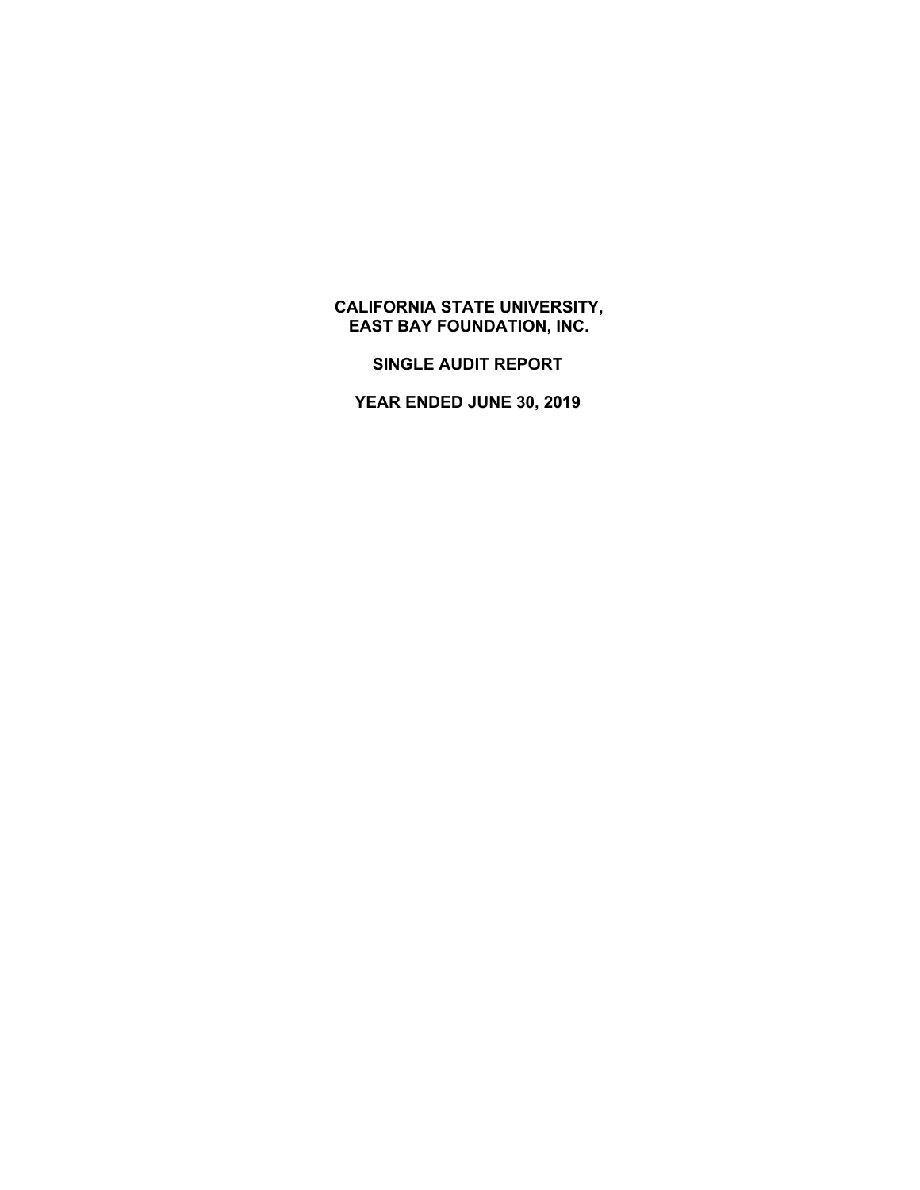# CALIFORNIA STATE UNIVERSITY, EAST BAY FOUNDATION, INC.

## SINGLE AUDIT REPORT

## YEAR ENDED JUNE 30, 2019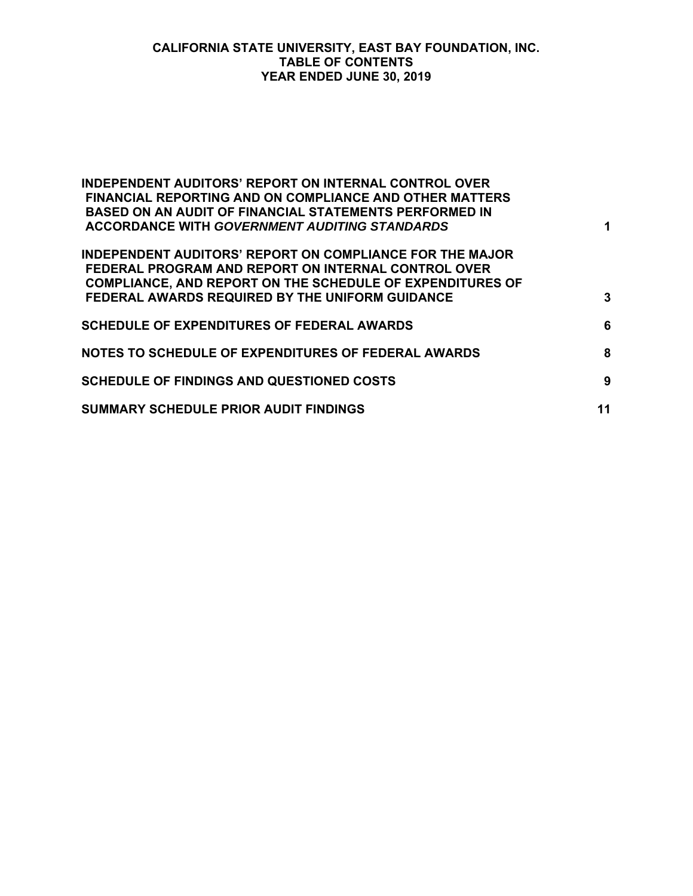# CALIFORNIA STATE UNIVERSITY, EAST BAY FOUNDATION, INC.
## TABLE OF CONTENTS
### YEAR ENDED JUNE 30, 2019

| | |
|---|---|
| **INDEPENDENT AUDITORS' REPORT ON INTERNAL CONTROL OVER FINANCIAL REPORTING AND ON COMPLIANCE AND OTHER MATTERS BASED ON AN AUDIT OF FINANCIAL STATEMENTS PERFORMED IN ACCORDANCE WITH *GOVERNMENT AUDITING STANDARDS*** | **1** |
| **INDEPENDENT AUDITORS' REPORT ON COMPLIANCE FOR THE MAJOR FEDERAL PROGRAM AND REPORT ON INTERNAL CONTROL OVER COMPLIANCE, AND REPORT ON THE SCHEDULE OF EXPENDITURES OF FEDERAL AWARDS REQUIRED BY THE UNIFORM GUIDANCE** | **3** |
| **SCHEDULE OF EXPENDITURES OF FEDERAL AWARDS** | **6** |
| **NOTES TO SCHEDULE OF EXPENDITURES OF FEDERAL AWARDS** | **8** |
| **SCHEDULE OF FINDINGS AND QUESTIONED COSTS** | **9** |
| **SUMMARY SCHEDULE PRIOR AUDIT FINDINGS** | **11** |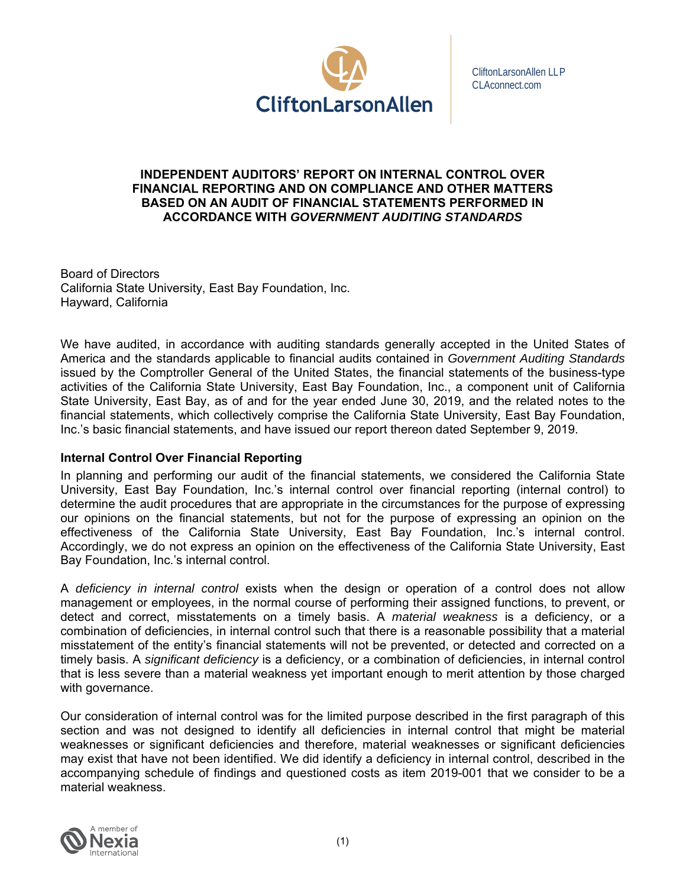CliftonLarsonAllen LLP
CLAconnect.com

# INDEPENDENT AUDITORS' REPORT ON INTERNAL CONTROL OVER FINANCIAL REPORTING AND ON COMPLIANCE AND OTHER MATTERS BASED ON AN AUDIT OF FINANCIAL STATEMENTS PERFORMED IN ACCORDANCE WITH *GOVERNMENT AUDITING STANDARDS*

Board of Directors
California State University, East Bay Foundation, Inc.
Hayward, California

We have audited, in accordance with auditing standards generally accepted in the United States of America and the standards applicable to financial audits contained in *Government Auditing Standards* issued by the Comptroller General of the United States, the financial statements of the business-type activities of the California State University, East Bay Foundation, Inc., a component unit of California State University, East Bay, as of and for the year ended June 30, 2019, and the related notes to the financial statements, which collectively comprise the California State University, East Bay Foundation, Inc.'s basic financial statements, and have issued our report thereon dated September 9, 2019.

## Internal Control Over Financial Reporting

In planning and performing our audit of the financial statements, we considered the California State University, East Bay Foundation, Inc.'s internal control over financial reporting (internal control) to determine the audit procedures that are appropriate in the circumstances for the purpose of expressing our opinions on the financial statements, but not for the purpose of expressing an opinion on the effectiveness of the California State University, East Bay Foundation, Inc.'s internal control. Accordingly, we do not express an opinion on the effectiveness of the California State University, East Bay Foundation, Inc.'s internal control.

A *deficiency in internal control* exists when the design or operation of a control does not allow management or employees, in the normal course of performing their assigned functions, to prevent, or detect and correct, misstatements on a timely basis. A *material weakness* is a deficiency, or a combination of deficiencies, in internal control such that there is a reasonable possibility that a material misstatement of the entity's financial statements will not be prevented, or detected and corrected on a timely basis. A *significant deficiency* is a deficiency, or a combination of deficiencies, in internal control that is less severe than a material weakness yet important enough to merit attention by those charged with governance.

Our consideration of internal control was for the limited purpose described in the first paragraph of this section and was not designed to identify all deficiencies in internal control that might be material weaknesses or significant deficiencies and therefore, material weaknesses or significant deficiencies may exist that have not been identified. We did identify a deficiency in internal control, described in the accompanying schedule of findings and questioned costs as item 2019-001 that we consider to be a material weakness.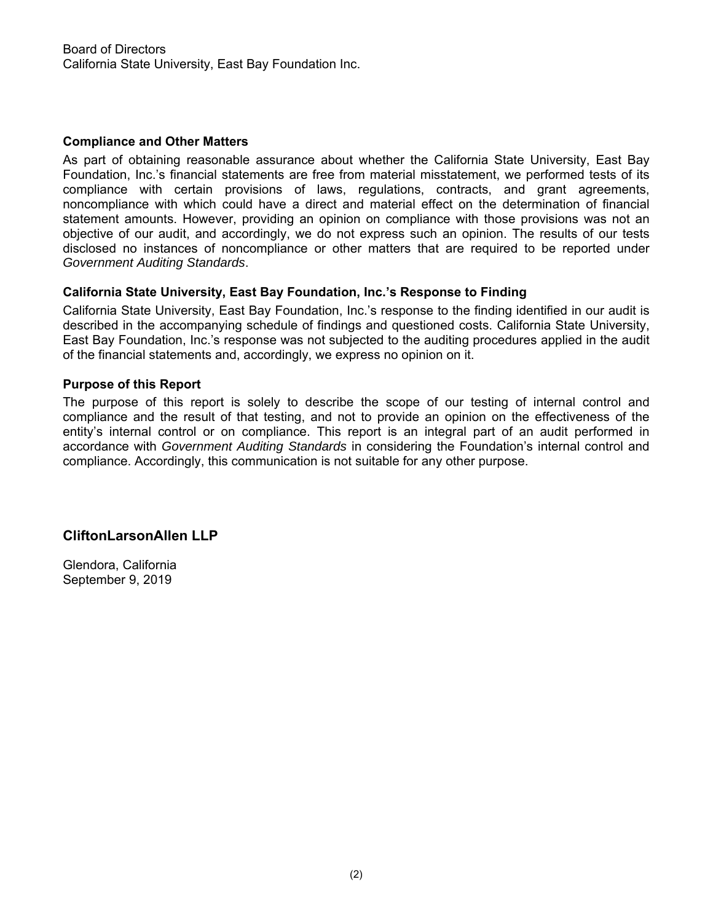Board of Directors
California State University, East Bay Foundation Inc.

### Compliance and Other Matters

As part of obtaining reasonable assurance about whether the California State University, East Bay Foundation, Inc.'s financial statements are free from material misstatement, we performed tests of its compliance with certain provisions of laws, regulations, contracts, and grant agreements, noncompliance with which could have a direct and material effect on the determination of financial statement amounts. However, providing an opinion on compliance with those provisions was not an objective of our audit, and accordingly, we do not express such an opinion. The results of our tests disclosed no instances of noncompliance or other matters that are required to be reported under *Government Auditing Standards*.

### California State University, East Bay Foundation, Inc.'s Response to Finding

California State University, East Bay Foundation, Inc.'s response to the finding identified in our audit is described in the accompanying schedule of findings and questioned costs. California State University, East Bay Foundation, Inc.'s response was not subjected to the auditing procedures applied in the audit of the financial statements and, accordingly, we express no opinion on it.

### Purpose of this Report

The purpose of this report is solely to describe the scope of our testing of internal control and compliance and the result of that testing, and not to provide an opinion on the effectiveness of the entity's internal control or on compliance. This report is an integral part of an audit performed in accordance with *Government Auditing Standards* in considering the Foundation's internal control and compliance. Accordingly, this communication is not suitable for any other purpose.

**CliftonLarsonAllen LLP**

Glendora, California
September 9, 2019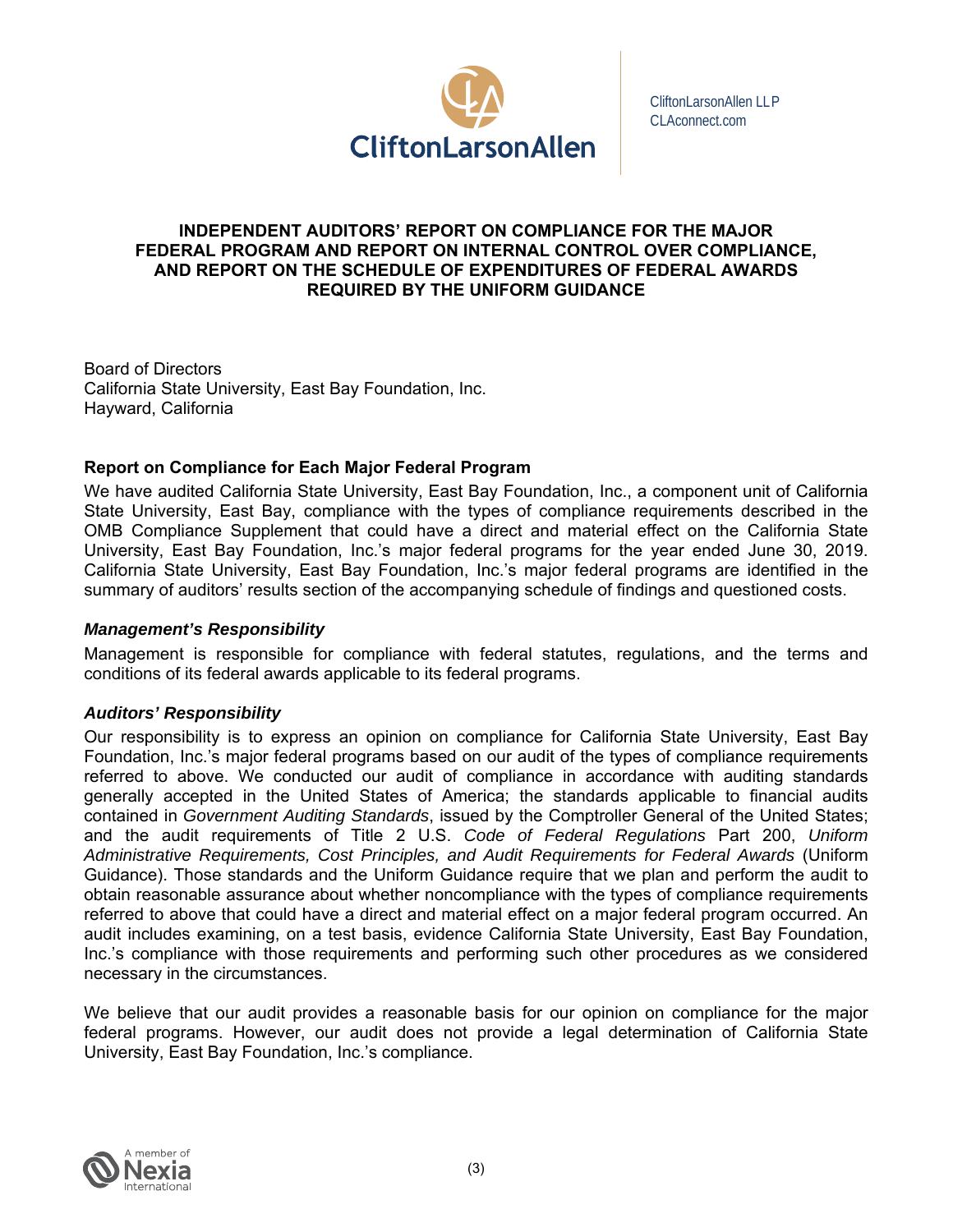CliftonLarsonAllen LLP
CLAconnect.com

## INDEPENDENT AUDITORS' REPORT ON COMPLIANCE FOR THE MAJOR FEDERAL PROGRAM AND REPORT ON INTERNAL CONTROL OVER COMPLIANCE, AND REPORT ON THE SCHEDULE OF EXPENDITURES OF FEDERAL AWARDS REQUIRED BY THE UNIFORM GUIDANCE

Board of Directors
California State University, East Bay Foundation, Inc.
Hayward, California

### Report on Compliance for Each Major Federal Program

We have audited California State University, East Bay Foundation, Inc., a component unit of California State University, East Bay, compliance with the types of compliance requirements described in the OMB Compliance Supplement that could have a direct and material effect on the California State University, East Bay Foundation, Inc.'s major federal programs for the year ended June 30, 2019. California State University, East Bay Foundation, Inc.'s major federal programs are identified in the summary of auditors' results section of the accompanying schedule of findings and questioned costs.

#### *Management's Responsibility*

Management is responsible for compliance with federal statutes, regulations, and the terms and conditions of its federal awards applicable to its federal programs.

#### *Auditors' Responsibility*

Our responsibility is to express an opinion on compliance for California State University, East Bay Foundation, Inc.'s major federal programs based on our audit of the types of compliance requirements referred to above. We conducted our audit of compliance in accordance with auditing standards generally accepted in the United States of America; the standards applicable to financial audits contained in *Government Auditing Standards*, issued by the Comptroller General of the United States; and the audit requirements of Title 2 U.S. *Code of Federal Regulations* Part 200, *Uniform Administrative Requirements, Cost Principles, and Audit Requirements for Federal Awards* (Uniform Guidance). Those standards and the Uniform Guidance require that we plan and perform the audit to obtain reasonable assurance about whether noncompliance with the types of compliance requirements referred to above that could have a direct and material effect on a major federal program occurred. An audit includes examining, on a test basis, evidence California State University, East Bay Foundation, Inc.'s compliance with those requirements and performing such other procedures as we considered necessary in the circumstances.

We believe that our audit provides a reasonable basis for our opinion on compliance for the major federal programs. However, our audit does not provide a legal determination of California State University, East Bay Foundation, Inc.'s compliance.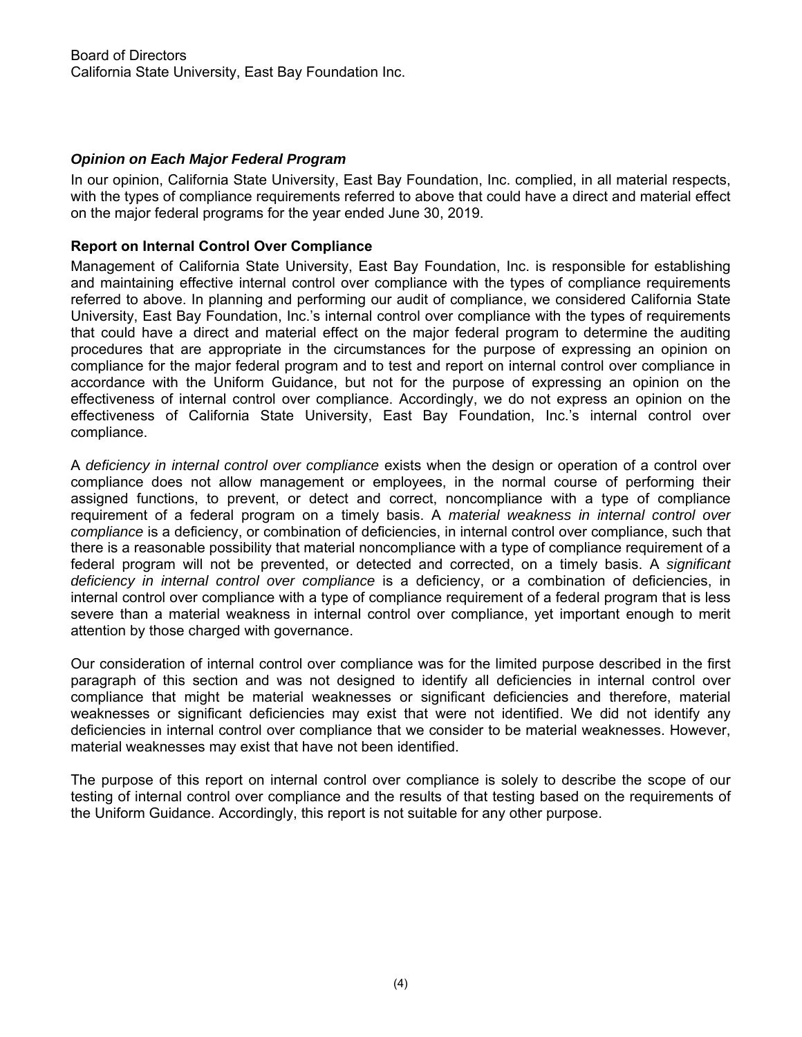Board of Directors
California State University, East Bay Foundation Inc.

### *Opinion on Each Major Federal Program*

In our opinion, California State University, East Bay Foundation, Inc. complied, in all material respects, with the types of compliance requirements referred to above that could have a direct and material effect on the major federal programs for the year ended June 30, 2019.

### Report on Internal Control Over Compliance

Management of California State University, East Bay Foundation, Inc. is responsible for establishing and maintaining effective internal control over compliance with the types of compliance requirements referred to above. In planning and performing our audit of compliance, we considered California State University, East Bay Foundation, Inc.'s internal control over compliance with the types of requirements that could have a direct and material effect on the major federal program to determine the auditing procedures that are appropriate in the circumstances for the purpose of expressing an opinion on compliance for the major federal program and to test and report on internal control over compliance in accordance with the Uniform Guidance, but not for the purpose of expressing an opinion on the effectiveness of internal control over compliance. Accordingly, we do not express an opinion on the effectiveness of California State University, East Bay Foundation, Inc.'s internal control over compliance.

A *deficiency in internal control over compliance* exists when the design or operation of a control over compliance does not allow management or employees, in the normal course of performing their assigned functions, to prevent, or detect and correct, noncompliance with a type of compliance requirement of a federal program on a timely basis. A *material weakness in internal control over compliance* is a deficiency, or combination of deficiencies, in internal control over compliance, such that there is a reasonable possibility that material noncompliance with a type of compliance requirement of a federal program will not be prevented, or detected and corrected, on a timely basis. A *significant deficiency in internal control over compliance* is a deficiency, or a combination of deficiencies, in internal control over compliance with a type of compliance requirement of a federal program that is less severe than a material weakness in internal control over compliance, yet important enough to merit attention by those charged with governance.

Our consideration of internal control over compliance was for the limited purpose described in the first paragraph of this section and was not designed to identify all deficiencies in internal control over compliance that might be material weaknesses or significant deficiencies and therefore, material weaknesses or significant deficiencies may exist that were not identified. We did not identify any deficiencies in internal control over compliance that we consider to be material weaknesses. However, material weaknesses may exist that have not been identified.

The purpose of this report on internal control over compliance is solely to describe the scope of our testing of internal control over compliance and the results of that testing based on the requirements of the Uniform Guidance. Accordingly, this report is not suitable for any other purpose.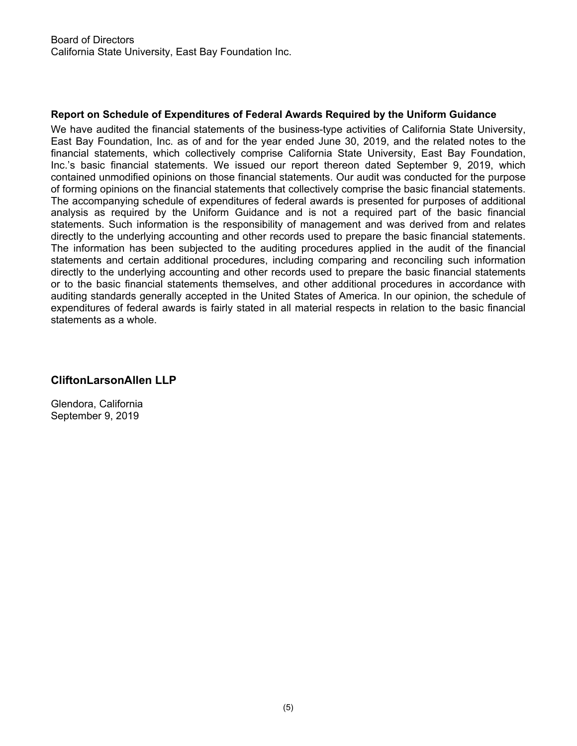Board of Directors
California State University, East Bay Foundation Inc.

**Report on Schedule of Expenditures of Federal Awards Required by the Uniform Guidance**

We have audited the financial statements of the business-type activities of California State University, East Bay Foundation, Inc. as of and for the year ended June 30, 2019, and the related notes to the financial statements, which collectively comprise California State University, East Bay Foundation, Inc.'s basic financial statements. We issued our report thereon dated September 9, 2019, which contained unmodified opinions on those financial statements. Our audit was conducted for the purpose of forming opinions on the financial statements that collectively comprise the basic financial statements. The accompanying schedule of expenditures of federal awards is presented for purposes of additional analysis as required by the Uniform Guidance and is not a required part of the basic financial statements. Such information is the responsibility of management and was derived from and relates directly to the underlying accounting and other records used to prepare the basic financial statements. The information has been subjected to the auditing procedures applied in the audit of the financial statements and certain additional procedures, including comparing and reconciling such information directly to the underlying accounting and other records used to prepare the basic financial statements or to the basic financial statements themselves, and other additional procedures in accordance with auditing standards generally accepted in the United States of America. In our opinion, the schedule of expenditures of federal awards is fairly stated in all material respects in relation to the basic financial statements as a whole.

**CliftonLarsonAllen LLP**

Glendora, California
September 9, 2019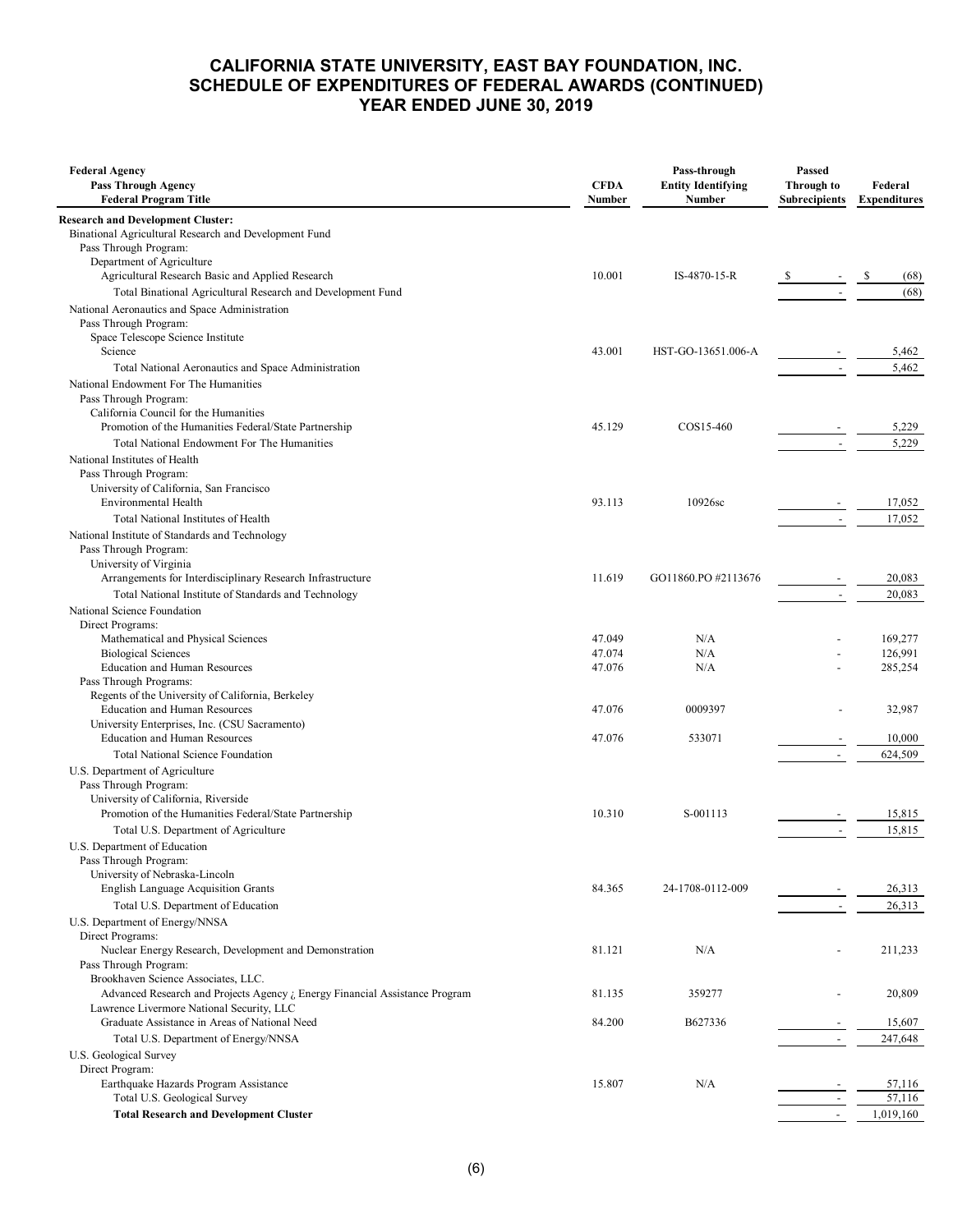# CALIFORNIA STATE UNIVERSITY, EAST BAY FOUNDATION, INC.
## SCHEDULE OF EXPENDITURES OF FEDERAL AWARDS (CONTINUED)
## YEAR ENDED JUNE 30, 2019

| Federal Agency / Pass Through Agency / Federal Program Title | CFDA Number | Pass-through Entity Identifying Number | Passed Through to Subrecipients | Federal Expenditures |
|---|---|---|---|---|
| **Research and Development Cluster:** | | | | |
| Binational Agricultural Research and Development Fund | | | | |
| Pass Through Program: | | | | |
| Department of Agriculture | | | | |
| Agricultural Research Basic and Applied Research | 10.001 | IS-4870-15-R | $ - | $ (68) |
| Total Binational Agricultural Research and Development Fund | | | - | (68) |
| National Aeronautics and Space Administration | | | | |
| Pass Through Program: | | | | |
| Space Telescope Science Institute | | | | |
| Science | 43.001 | HST-GO-13651.006-A | - | 5,462 |
| Total National Aeronautics and Space Administration | | | - | 5,462 |
| National Endowment For The Humanities | | | | |
| Pass Through Program: | | | | |
| California Council for the Humanities | | | | |
| Promotion of the Humanities Federal/State Partnership | 45.129 | COS15-460 | - | 5,229 |
| Total National Endowment For The Humanities | | | - | 5,229 |
| National Institutes of Health | | | | |
| Pass Through Program: | | | | |
| University of California, San Francisco | | | | |
| Environmental Health | 93.113 | 10926sc | - | 17,052 |
| Total National Institutes of Health | | | - | 17,052 |
| National Institute of Standards and Technology | | | | |
| Pass Through Program: | | | | |
| University of Virginia | | | | |
| Arrangements for Interdisciplinary Research Infrastructure | 11.619 | GO11860.PO #2113676 | - | 20,083 |
| Total National Institute of Standards and Technology | | | - | 20,083 |
| National Science Foundation | | | | |
| Direct Programs: | | | | |
| Mathematical and Physical Sciences | 47.049 | N/A | - | 169,277 |
| Biological Sciences | 47.074 | N/A | - | 126,991 |
| Education and Human Resources | 47.076 | N/A | - | 285,254 |
| Pass Through Programs: | | | | |
| Regents of the University of California, Berkeley | | | | |
| Education and Human Resources | 47.076 | 0009397 | - | 32,987 |
| University Enterprises, Inc. (CSU Sacramento) | | | | |
| Education and Human Resources | 47.076 | 533071 | - | 10,000 |
| Total National Science Foundation | | | - | 624,509 |
| U.S. Department of Agriculture | | | | |
| Pass Through Program: | | | | |
| University of California, Riverside | | | | |
| Promotion of the Humanities Federal/State Partnership | 10.310 | S-001113 | - | 15,815 |
| Total U.S. Department of Agriculture | | | - | 15,815 |
| U.S. Department of Education | | | | |
| Pass Through Program: | | | | |
| University of Nebraska-Lincoln | | | | |
| English Language Acquisition Grants | 84.365 | 24-1708-0112-009 | - | 26,313 |
| Total U.S. Department of Education | | | - | 26,313 |
| U.S. Department of Energy/NNSA | | | | |
| Direct Programs: | | | | |
| Nuclear Energy Research, Development and Demonstration | 81.121 | N/A | - | 211,233 |
| Pass Through Program: | | | | |
| Brookhaven Science Associates, LLC. | | | | |
| Advanced Research and Projects Agency ¿ Energy Financial Assistance Program | 81.135 | 359277 | - | 20,809 |
| Lawrence Livermore National Security, LLC | | | | |
| Graduate Assistance in Areas of National Need | 84.200 | B627336 | - | 15,607 |
| Total U.S. Department of Energy/NNSA | | | - | 247,648 |
| U.S. Geological Survey | | | | |
| Direct Program: | | | | |
| Earthquake Hazards Program Assistance | 15.807 | N/A | - | 57,116 |
| Total U.S. Geological Survey | | | - | 57,116 |
| **Total Research and Development Cluster** | | | - | 1,019,160 |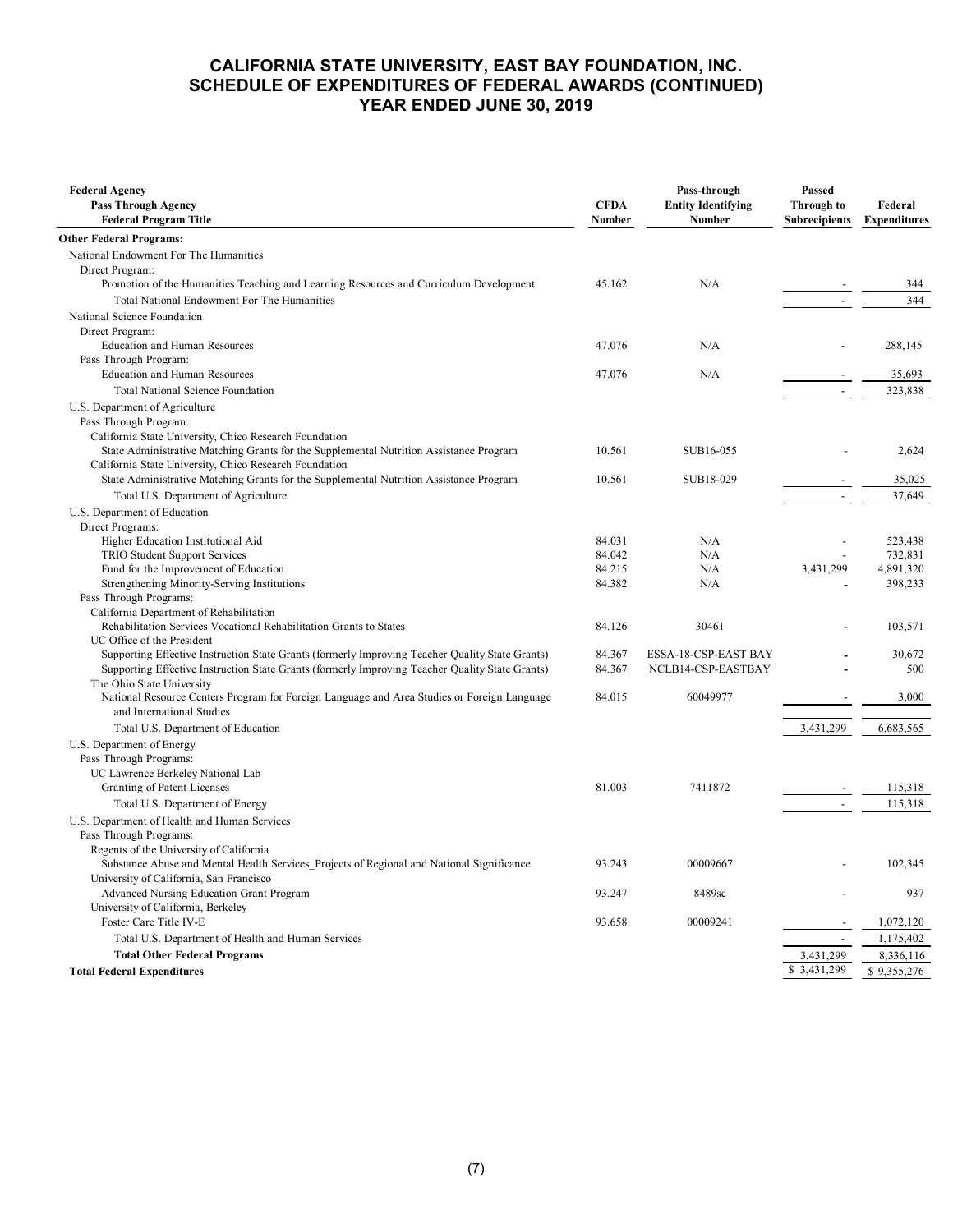# CALIFORNIA STATE UNIVERSITY, EAST BAY FOUNDATION, INC.
## SCHEDULE OF EXPENDITURES OF FEDERAL AWARDS (CONTINUED)
## YEAR ENDED JUNE 30, 2019

| Federal Agency<br>Pass Through Agency<br>Federal Program Title | CFDA Number | Pass-through Entity Identifying Number | Passed Through to Subrecipients | Federal Expenditures |
|---|---|---|---|---|
| **Other Federal Programs:** | | | | |
| National Endowment For The Humanities | | | | |
| Direct Program: | | | | |
| Promotion of the Humanities Teaching and Learning Resources and Curriculum Development | 45.162 | N/A | - | 344 |
| Total National Endowment For The Humanities | | | - | 344 |
| National Science Foundation | | | | |
| Direct Program: | | | | |
| Education and Human Resources | 47.076 | N/A | - | 288,145 |
| Pass Through Program: | | | | |
| Education and Human Resources | 47.076 | N/A | - | 35,693 |
| Total National Science Foundation | | | - | 323,838 |
| U.S. Department of Agriculture | | | | |
| Pass Through Program: | | | | |
| California State University, Chico Research Foundation | | | | |
| State Administrative Matching Grants for the Supplemental Nutrition Assistance Program | 10.561 | SUB16-055 | - | 2,624 |
| California State University, Chico Research Foundation | | | | |
| State Administrative Matching Grants for the Supplemental Nutrition Assistance Program | 10.561 | SUB18-029 | - | 35,025 |
| Total U.S. Department of Agriculture | | | - | 37,649 |
| U.S. Department of Education | | | | |
| Direct Programs: | | | | |
| Higher Education Institutional Aid | 84.031 | N/A | - | 523,438 |
| TRIO Student Support Services | 84.042 | N/A | - | 732,831 |
| Fund for the Improvement of Education | 84.215 | N/A | 3,431,299 | 4,891,320 |
| Strengthening Minority-Serving Institutions | 84.382 | N/A | - | 398,233 |
| Pass Through Programs: | | | | |
| California Department of Rehabilitation | | | | |
| Rehabilitation Services Vocational Rehabilitation Grants to States | 84.126 | 30461 | - | 103,571 |
| UC Office of the President | | | | |
| Supporting Effective Instruction State Grants (formerly Improving Teacher Quality State Grants) | 84.367 | ESSA-18-CSP-EAST BAY | - | 30,672 |
| Supporting Effective Instruction State Grants (formerly Improving Teacher Quality State Grants) | 84.367 | NCLB14-CSP-EASTBAY | - | 500 |
| The Ohio State University | | | | |
| National Resource Centers Program for Foreign Language and Area Studies or Foreign Language and International Studies | 84.015 | 60049977 | - | 3,000 |
| Total U.S. Department of Education | | | 3,431,299 | 6,683,565 |
| U.S. Department of Energy | | | | |
| Pass Through Programs: | | | | |
| UC Lawrence Berkeley National Lab | | | | |
| Granting of Patent Licenses | 81.003 | 7411872 | - | 115,318 |
| Total U.S. Department of Energy | | | - | 115,318 |
| U.S. Department of Health and Human Services | | | | |
| Pass Through Programs: | | | | |
| Regents of the University of California | | | | |
| Substance Abuse and Mental Health Services_Projects of Regional and National Significance | 93.243 | 00009667 | - | 102,345 |
| University of California, San Francisco | | | | |
| Advanced Nursing Education Grant Program | 93.247 | 8489sc | - | 937 |
| University of California, Berkeley | | | | |
| Foster Care Title IV-E | 93.658 | 00009241 | - | 1,072,120 |
| Total U.S. Department of Health and Human Services | | | - | 1,175,402 |
| **Total Other Federal Programs** | | | 3,431,299 | 8,336,116 |
| **Total Federal Expenditures** | | | $ 3,431,299 | $ 9,355,276 |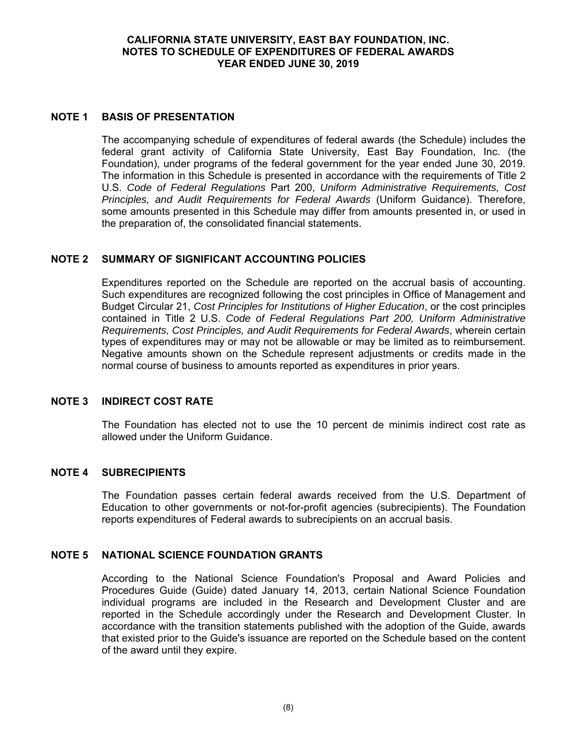# CALIFORNIA STATE UNIVERSITY, EAST BAY FOUNDATION, INC.
# NOTES TO SCHEDULE OF EXPENDITURES OF FEDERAL AWARDS
# YEAR ENDED JUNE 30, 2019

## NOTE 1 BASIS OF PRESENTATION

The accompanying schedule of expenditures of federal awards (the Schedule) includes the federal grant activity of California State University, East Bay Foundation, Inc. (the Foundation), under programs of the federal government for the year ended June 30, 2019. The information in this Schedule is presented in accordance with the requirements of Title 2 U.S. *Code of Federal Regulations* Part 200, *Uniform Administrative Requirements, Cost Principles, and Audit Requirements for Federal Awards* (Uniform Guidance). Therefore, some amounts presented in this Schedule may differ from amounts presented in, or used in the preparation of, the consolidated financial statements.

## NOTE 2 SUMMARY OF SIGNIFICANT ACCOUNTING POLICIES

Expenditures reported on the Schedule are reported on the accrual basis of accounting. Such expenditures are recognized following the cost principles in Office of Management and Budget Circular 21, *Cost Principles for Institutions of Higher Education*, or the cost principles contained in Title 2 U.S. *Code of Federal Regulations Part 200, Uniform Administrative Requirements, Cost Principles, and Audit Requirements for Federal Awards*, wherein certain types of expenditures may or may not be allowable or may be limited as to reimbursement. Negative amounts shown on the Schedule represent adjustments or credits made in the normal course of business to amounts reported as expenditures in prior years.

## NOTE 3 INDIRECT COST RATE

The Foundation has elected not to use the 10 percent de minimis indirect cost rate as allowed under the Uniform Guidance.

## NOTE 4 SUBRECIPIENTS

The Foundation passes certain federal awards received from the U.S. Department of Education to other governments or not-for-profit agencies (subrecipients). The Foundation reports expenditures of Federal awards to subrecipients on an accrual basis.

## NOTE 5 NATIONAL SCIENCE FOUNDATION GRANTS

According to the National Science Foundation's Proposal and Award Policies and Procedures Guide (Guide) dated January 14, 2013, certain National Science Foundation individual programs are included in the Research and Development Cluster and are reported in the Schedule accordingly under the Research and Development Cluster. In accordance with the transition statements published with the adoption of the Guide, awards that existed prior to the Guide's issuance are reported on the Schedule based on the content of the award until they expire.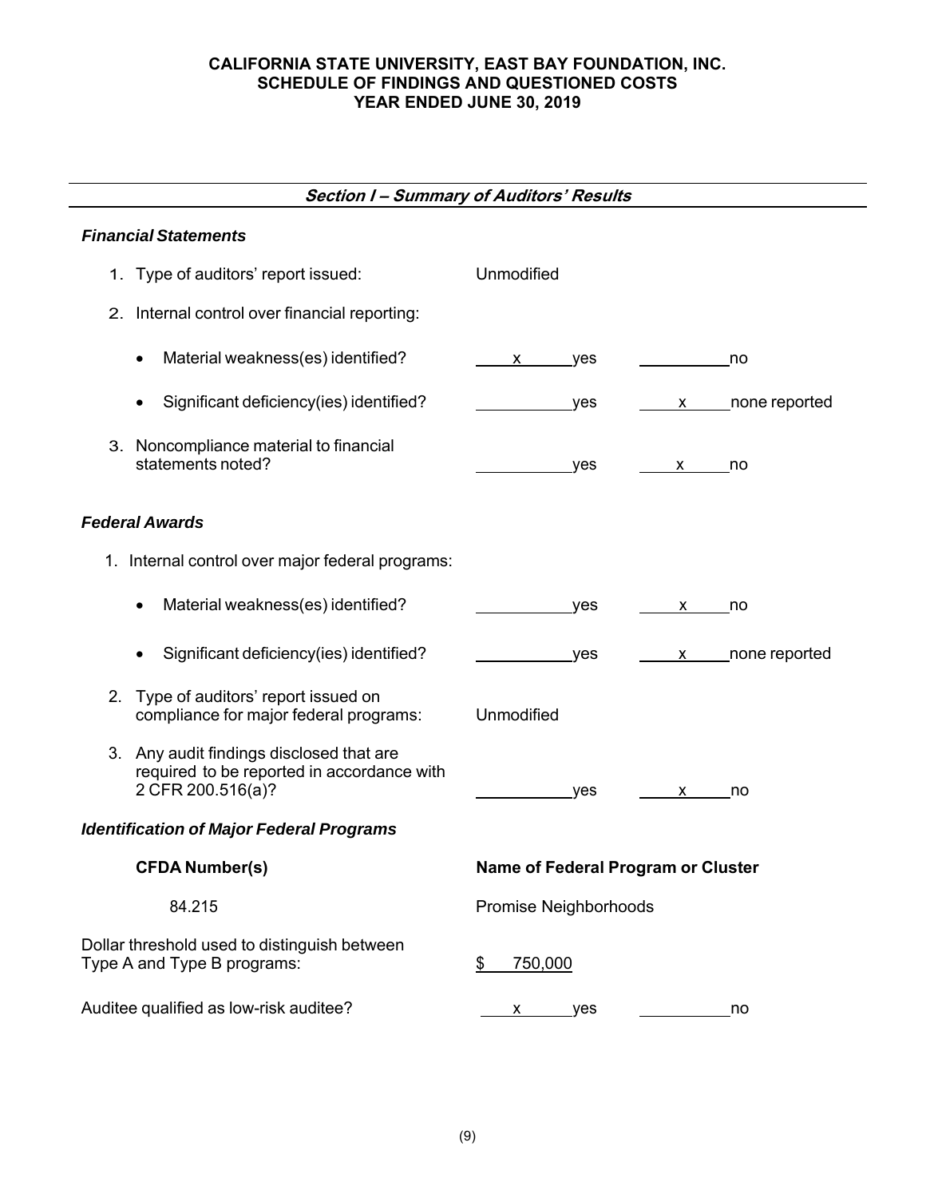**CALIFORNIA STATE UNIVERSITY, EAST BAY FOUNDATION, INC.**
**SCHEDULE OF FINDINGS AND QUESTIONED COSTS**
**YEAR ENDED JUNE 30, 2019**

## *Section I – Summary of Auditors' Results*

### *Financial Statements*

1. Type of auditors' report issued: Unmodified

2. Internal control over financial reporting:

   - Material weakness(es) identified? ___x___ yes _______ no
   - Significant deficiency(ies) identified? _______ yes ___x___ none reported

3. Noncompliance material to financial statements noted? _______ yes ___x___ no

### *Federal Awards*

1. Internal control over major federal programs:

   - Material weakness(es) identified? _______ yes ___x___ no
   - Significant deficiency(ies) identified? _______ yes ___x___ none reported

2. Type of auditors' report issued on compliance for major federal programs: Unmodified

3. Any audit findings disclosed that are required to be reported in accordance with 2 CFR 200.516(a)? _______ yes ___x___ no

### *Identification of Major Federal Programs*

| CFDA Number(s) | Name of Federal Program or Cluster |
|---|---|
| 84.215 | Promise Neighborhoods |

Dollar threshold used to distinguish between Type A and Type B programs: $ 750,000

Auditee qualified as low-risk auditee? ___x___ yes _______ no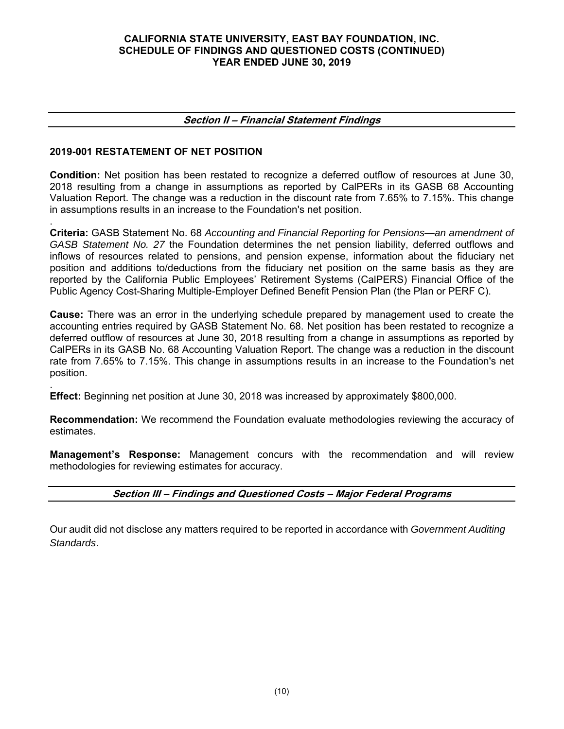**CALIFORNIA STATE UNIVERSITY, EAST BAY FOUNDATION, INC.**
**SCHEDULE OF FINDINGS AND QUESTIONED COSTS (CONTINUED)**
**YEAR ENDED JUNE 30, 2019**

## *Section II – Financial Statement Findings*

### 2019-001 RESTATEMENT OF NET POSITION

**Condition:** Net position has been restated to recognize a deferred outflow of resources at June 30, 2018 resulting from a change in assumptions as reported by CalPERs in its GASB 68 Accounting Valuation Report. The change was a reduction in the discount rate from 7.65% to 7.15%. This change in assumptions results in an increase to the Foundation's net position.

.
**Criteria:** GASB Statement No. 68 *Accounting and Financial Reporting for Pensions—an amendment of GASB Statement No. 27* the Foundation determines the net pension liability, deferred outflows and inflows of resources related to pensions, and pension expense, information about the fiduciary net position and additions to/deductions from the fiduciary net position on the same basis as they are reported by the California Public Employees' Retirement Systems (CalPERS) Financial Office of the Public Agency Cost-Sharing Multiple-Employer Defined Benefit Pension Plan (the Plan or PERF C).

**Cause:** There was an error in the underlying schedule prepared by management used to create the accounting entries required by GASB Statement No. 68. Net position has been restated to recognize a deferred outflow of resources at June 30, 2018 resulting from a change in assumptions as reported by CalPERs in its GASB No. 68 Accounting Valuation Report. The change was a reduction in the discount rate from 7.65% to 7.15%. This change in assumptions results in an increase to the Foundation's net position.

.
**Effect:** Beginning net position at June 30, 2018 was increased by approximately $800,000.

**Recommendation:** We recommend the Foundation evaluate methodologies reviewing the accuracy of estimates.

**Management's Response:** Management concurs with the recommendation and will review methodologies for reviewing estimates for accuracy.

## *Section III – Findings and Questioned Costs – Major Federal Programs*

Our audit did not disclose any matters required to be reported in accordance with *Government Auditing Standards*.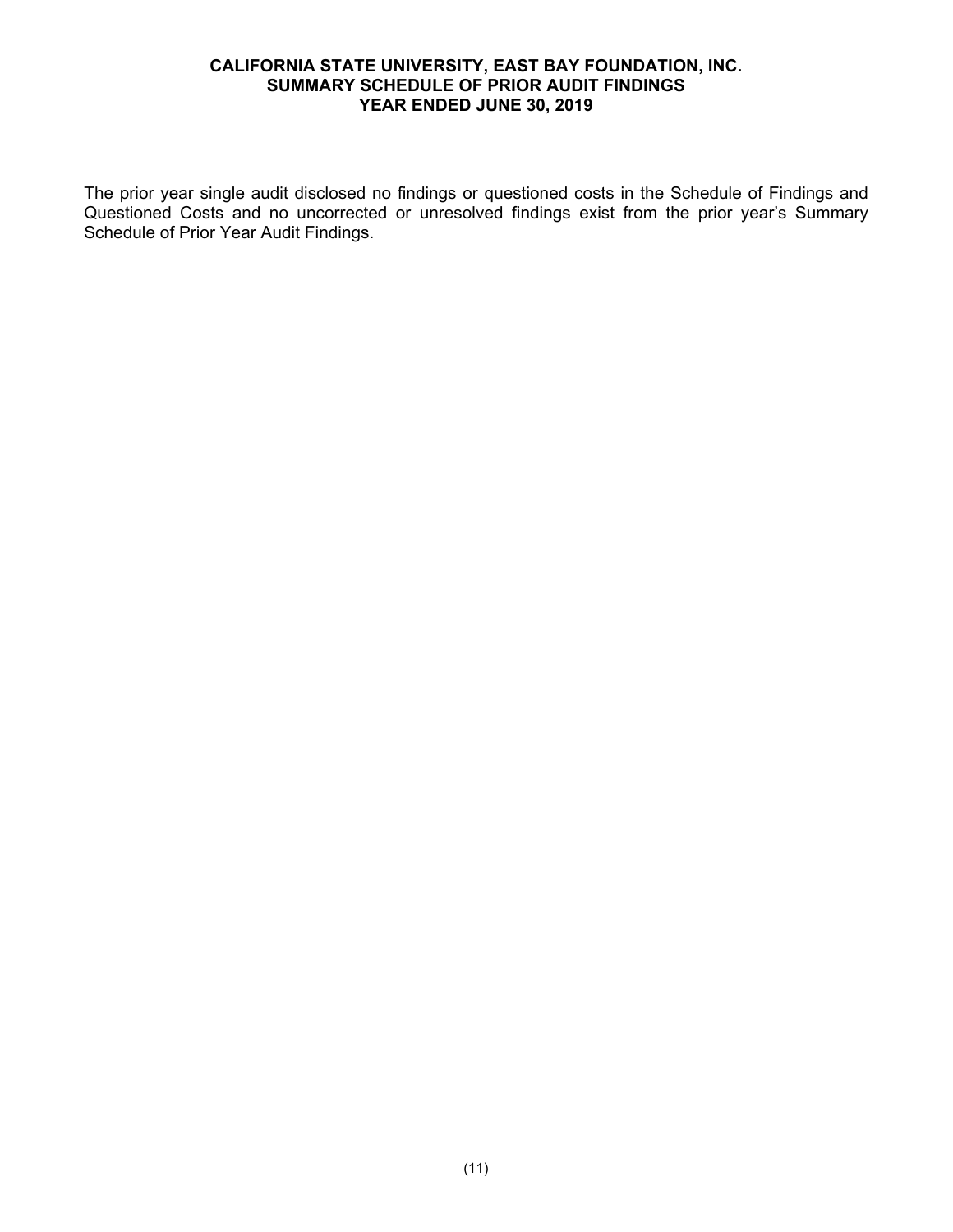# CALIFORNIA STATE UNIVERSITY, EAST BAY FOUNDATION, INC.
## SUMMARY SCHEDULE OF PRIOR AUDIT FINDINGS
## YEAR ENDED JUNE 30, 2019

The prior year single audit disclosed no findings or questioned costs in the Schedule of Findings and Questioned Costs and no uncorrected or unresolved findings exist from the prior year's Summary Schedule of Prior Year Audit Findings.